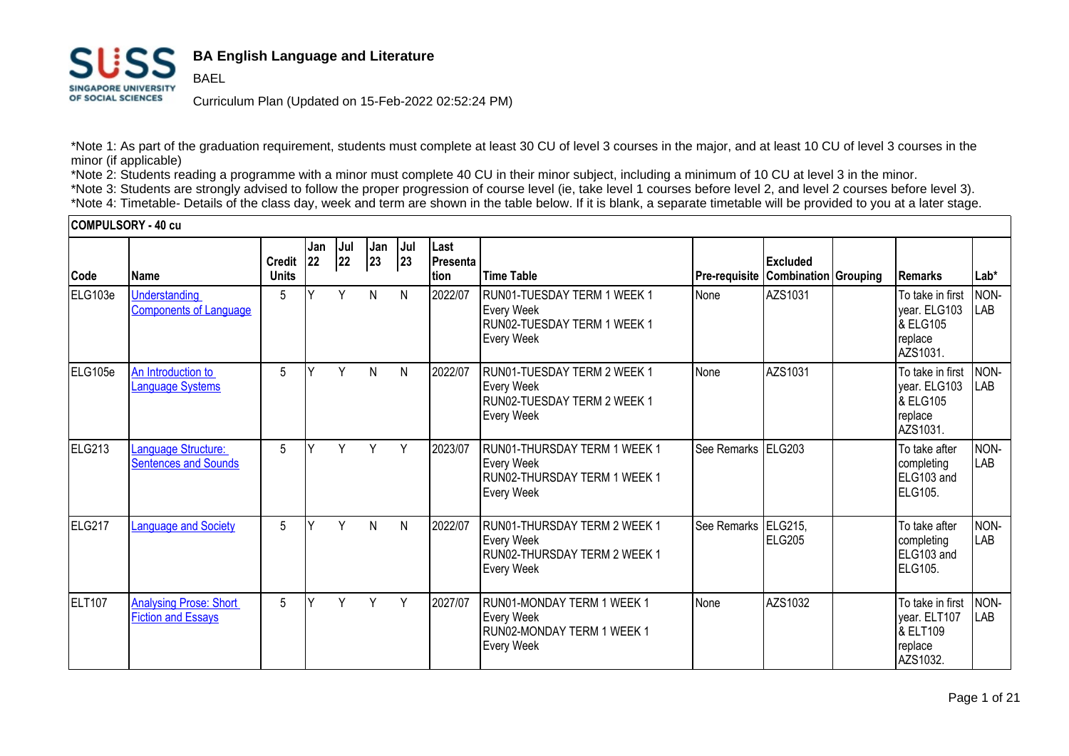# BA English Language and Literature

BAEL

Curriculum Plan (Updated on 15-Feb-2022 02:52:24 PM)

*Note 1: As part of the graduation requirement, students must complete at least 30 CU of level 3 courses in the major, and at least 10 CU of level 3 courses in the minor (if applicable)

*Note 2: Students reading a programme with a minor must complete 40 CU in their minor subject, including a minimum of 10 CU at level 3 in the minor.

*Note 3: Students are strongly advised to follow the proper progression of course level (ie, take level 1 courses before level 2, and level 2 courses before level 3).

*Note 4: Timetable- Details of the class day, week and term are shown in the table below. If it is blank, a separate timetable will be provided to you at a later stage.

## COMPULSORY - 40 cu

| Code | Name | Credit Units | Jan 22 | Jul 22 | Jan 23 | Jul 23 | Last Presentation | Time Table | Pre-requisite | Excluded Combination | Grouping | Remarks | Lab* |
|---|---|---|---|---|---|---|---|---|---|---|---|---|---|
| ELG103e | Understanding Components of Language | 5 | Y | Y | N | N | 2022/07 | RUN01-TUESDAY TERM 1 WEEK 1 Every Week RUN02-TUESDAY TERM 1 WEEK 1 Every Week | None | AZS1031 | | To take in first year. ELG103 & ELG105 replace AZS1031. | NON-LAB |
| ELG105e | An Introduction to Language Systems | 5 | Y | Y | N | N | 2022/07 | RUN01-TUESDAY TERM 2 WEEK 1 Every Week RUN02-TUESDAY TERM 2 WEEK 1 Every Week | None | AZS1031 | | To take in first year. ELG103 & ELG105 replace AZS1031. | NON-LAB |
| ELG213 | Language Structure: Sentences and Sounds | 5 | Y | Y | Y | Y | 2023/07 | RUN01-THURSDAY TERM 1 WEEK 1 Every Week RUN02-THURSDAY TERM 1 WEEK 1 Every Week | See Remarks | ELG203 | | To take after completing ELG103 and ELG105. | NON-LAB |
| ELG217 | Language and Society | 5 | Y | Y | N | N | 2022/07 | RUN01-THURSDAY TERM 2 WEEK 1 Every Week RUN02-THURSDAY TERM 2 WEEK 1 Every Week | See Remarks | ELG215, ELG205 | | To take after completing ELG103 and ELG105. | NON-LAB |
| ELT107 | Analysing Prose: Short Fiction and Essays | 5 | Y | Y | Y | Y | 2027/07 | RUN01-MONDAY TERM 1 WEEK 1 Every Week RUN02-MONDAY TERM 1 WEEK 1 Every Week | None | AZS1032 | | To take in first year. ELT107 & ELT109 replace AZS1032. | NON-LAB |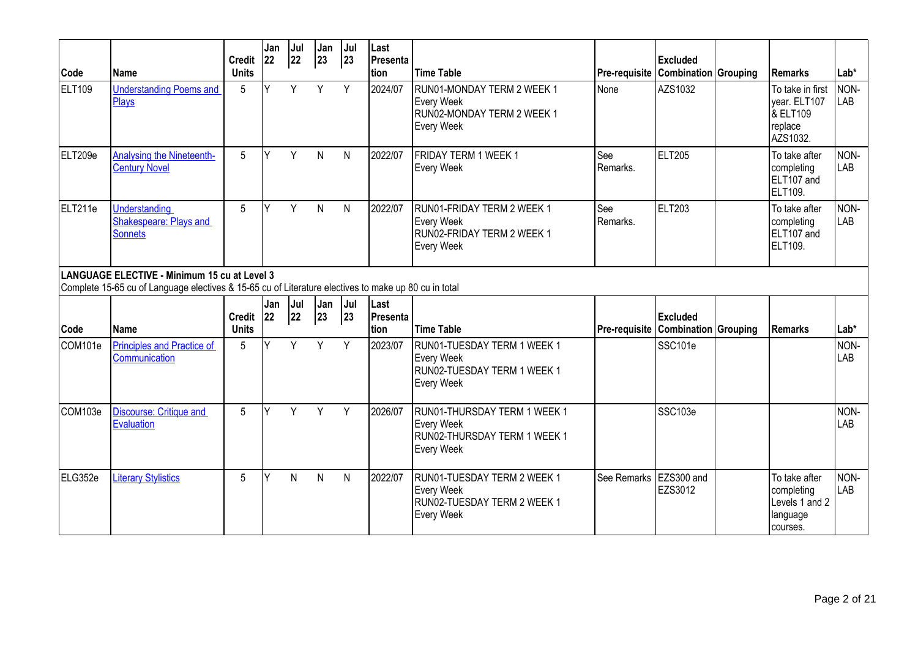| Code | Name | Credit Units | Jan 22 | Jul 22 | Jan 23 | Jul 23 | Last Presentation | Time Table | Pre-requisite | Excluded Combination | Grouping | Remarks | Lab* |
|---|---|---|---|---|---|---|---|---|---|---|---|---|---|
| ELT109 | Understanding Poems and Plays | 5 | Y | Y | Y | Y | 2024/07 | RUN01-MONDAY TERM 2 WEEK 1 Every Week RUN02-MONDAY TERM 2 WEEK 1 Every Week | None | AZS1032 | | To take in first year. ELT107 & ELT109 replace AZS1032. | NON-LAB |
| ELT209e | Analysing the Nineteenth-Century Novel | 5 | Y | Y | N | N | 2022/07 | FRIDAY TERM 1 WEEK 1 Every Week | See Remarks. | ELT205 | | To take after completing ELT107 and ELT109. | NON-LAB |
| ELT211e | Understanding Shakespeare: Plays and Sonnets | 5 | Y | Y | N | N | 2022/07 | RUN01-FRIDAY TERM 2 WEEK 1 Every Week RUN02-FRIDAY TERM 2 WEEK 1 Every Week | See Remarks. | ELT203 | | To take after completing ELT107 and ELT109. | NON-LAB |

**LANGUAGE ELECTIVE - Minimum 15 cu at Level 3**

Complete 15-65 cu of Language electives & 15-65 cu of Literature electives to make up 80 cu in total

| Code | Name | Credit Units | Jan 22 | Jul 22 | Jan 23 | Jul 23 | Last Presentation | Time Table | Pre-requisite | Excluded Combination | Grouping | Remarks | Lab* |
|---|---|---|---|---|---|---|---|---|---|---|---|---|---|
| COM101e | Principles and Practice of Communication | 5 | Y | Y | Y | Y | 2023/07 | RUN01-TUESDAY TERM 1 WEEK 1 Every Week RUN02-TUESDAY TERM 1 WEEK 1 Every Week | | SSC101e | | | NON-LAB |
| COM103e | Discourse: Critique and Evaluation | 5 | Y | Y | Y | Y | 2026/07 | RUN01-THURSDAY TERM 1 WEEK 1 Every Week RUN02-THURSDAY TERM 1 WEEK 1 Every Week | | SSC103e | | | NON-LAB |
| ELG352e | Literary Stylistics | 5 | Y | N | N | N | 2022/07 | RUN01-TUESDAY TERM 2 WEEK 1 Every Week RUN02-TUESDAY TERM 2 WEEK 1 Every Week | See Remarks | EZS300 and EZS3012 | | To take after completing Levels 1 and 2 language courses. | NON-LAB |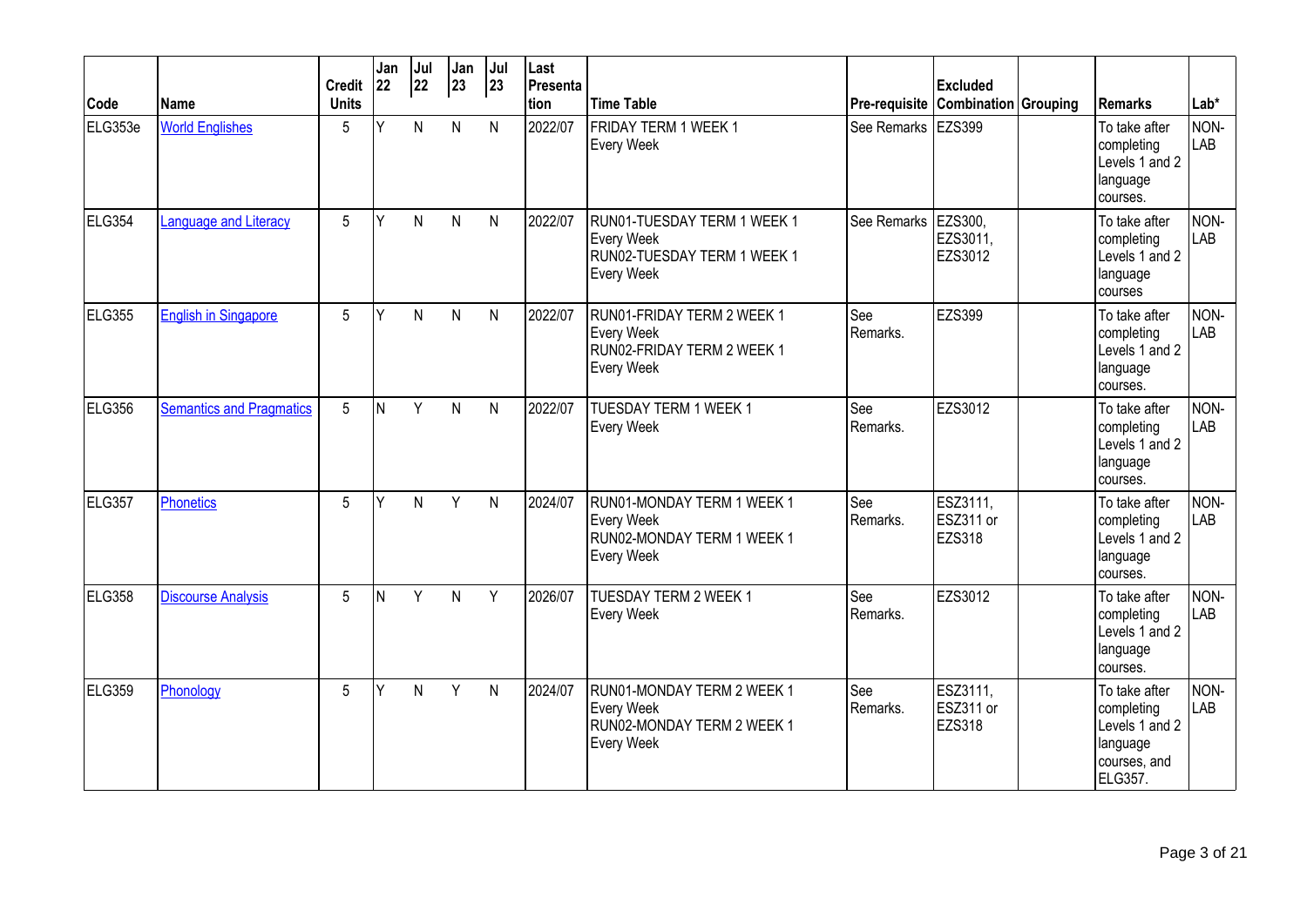| Code | Name | Credit Units | Jan 22 | Jul 22 | Jan 23 | Jul 23 | Last Presentation | Time Table | Pre-requisite | Excluded Combination | Grouping | Remarks | Lab* |
|---|---|---|---|---|---|---|---|---|---|---|---|---|---|
| ELG353e | World Englishes | 5 | Y | N | N | N | 2022/07 | FRIDAY TERM 1 WEEK 1 Every Week | See Remarks | EZS399 | | To take after completing Levels 1 and 2 language courses. | NON-LAB |
| ELG354 | Language and Literacy | 5 | Y | N | N | N | 2022/07 | RUN01-TUESDAY TERM 1 WEEK 1 Every Week RUN02-TUESDAY TERM 1 WEEK 1 Every Week | See Remarks | EZS300, EZS3011, EZS3012 | | To take after completing Levels 1 and 2 language courses | NON-LAB |
| ELG355 | English in Singapore | 5 | Y | N | N | N | 2022/07 | RUN01-FRIDAY TERM 2 WEEK 1 Every Week RUN02-FRIDAY TERM 2 WEEK 1 Every Week | See Remarks. | EZS399 | | To take after completing Levels 1 and 2 language courses. | NON-LAB |
| ELG356 | Semantics and Pragmatics | 5 | N | Y | N | N | 2022/07 | TUESDAY TERM 1 WEEK 1 Every Week | See Remarks. | EZS3012 | | To take after completing Levels 1 and 2 language courses. | NON-LAB |
| ELG357 | Phonetics | 5 | Y | N | Y | N | 2024/07 | RUN01-MONDAY TERM 1 WEEK 1 Every Week RUN02-MONDAY TERM 1 WEEK 1 Every Week | See Remarks. | ESZ3111, ESZ311 or EZS318 | | To take after completing Levels 1 and 2 language courses. | NON-LAB |
| ELG358 | Discourse Analysis | 5 | N | Y | N | Y | 2026/07 | TUESDAY TERM 2 WEEK 1 Every Week | See Remarks. | EZS3012 | | To take after completing Levels 1 and 2 language courses. | NON-LAB |
| ELG359 | Phonology | 5 | Y | N | Y | N | 2024/07 | RUN01-MONDAY TERM 2 WEEK 1 Every Week RUN02-MONDAY TERM 2 WEEK 1 Every Week | See Remarks. | ESZ3111, ESZ311 or EZS318 | | To take after completing Levels 1 and 2 language courses, and ELG357. | NON-LAB |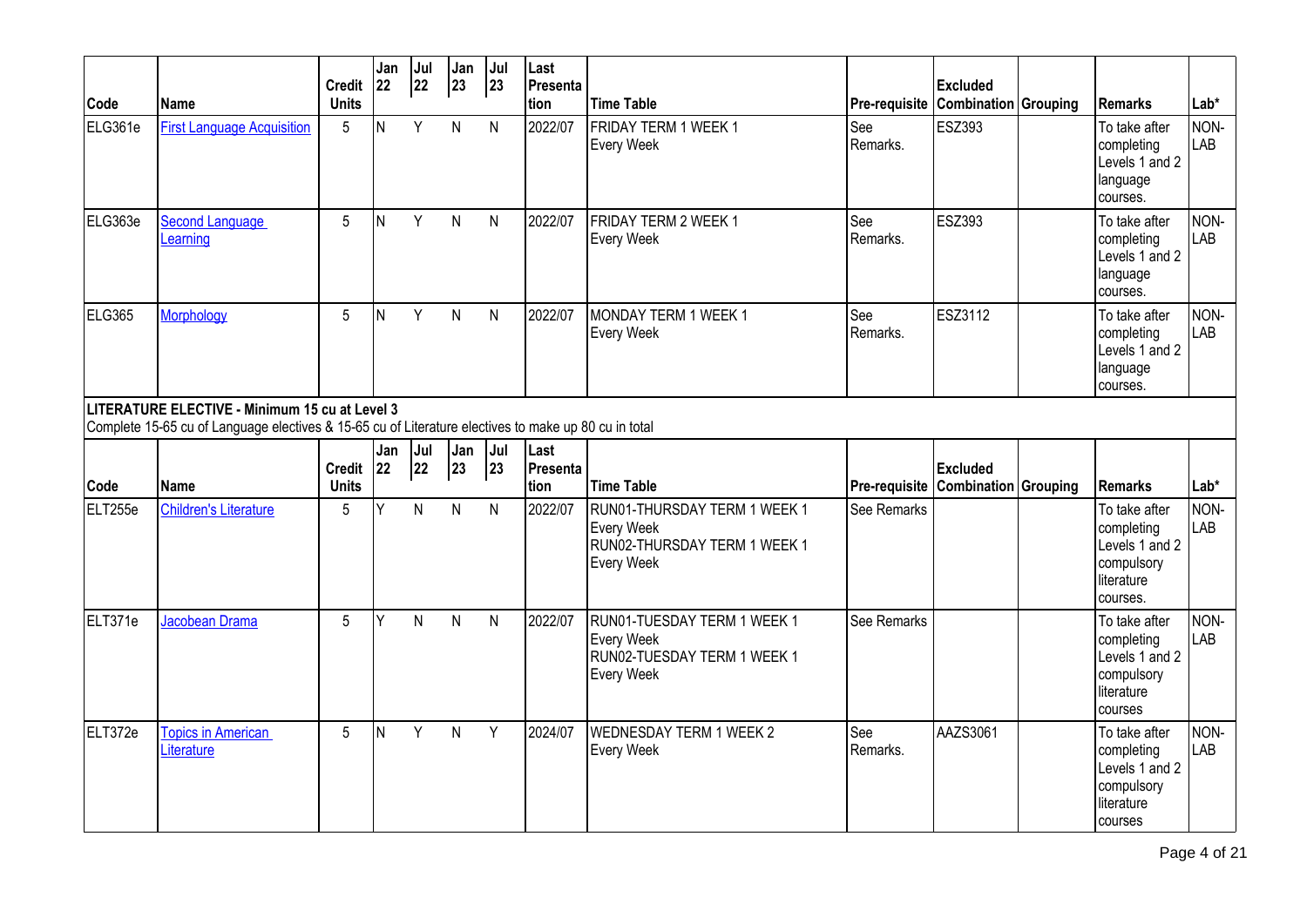| Code | Name | Credit Units | Jan 22 | Jul 22 | Jan 23 | Jul 23 | Last Presentation | Time Table | Pre-requisite | Excluded Combination | Grouping | Remarks | Lab* |
|---|---|---|---|---|---|---|---|---|---|---|---|---|---|
| ELG361e | First Language Acquisition | 5 | N | Y | N | N | 2022/07 | FRIDAY TERM 1 WEEK 1 Every Week | See Remarks. | ESZ393 | | To take after completing Levels 1 and 2 language courses. | NON-LAB |
| ELG363e | Second Language Learning | 5 | N | Y | N | N | 2022/07 | FRIDAY TERM 2 WEEK 1 Every Week | See Remarks. | ESZ393 | | To take after completing Levels 1 and 2 language courses. | NON-LAB |
| ELG365 | Morphology | 5 | N | Y | N | N | 2022/07 | MONDAY TERM 1 WEEK 1 Every Week | See Remarks. | ESZ3112 | | To take after completing Levels 1 and 2 language courses. | NON-LAB |

**LITERATURE ELECTIVE - Minimum 15 cu at Level 3**

Complete 15-65 cu of Language electives & 15-65 cu of Literature electives to make up 80 cu in total

| Code | Name | Credit Units | Jan 22 | Jul 22 | Jan 23 | Jul 23 | Last Presentation | Time Table | Pre-requisite | Excluded Combination | Grouping | Remarks | Lab* |
|---|---|---|---|---|---|---|---|---|---|---|---|---|---|
| ELT255e | Children's Literature | 5 | Y | N | N | N | 2022/07 | RUN01-THURSDAY TERM 1 WEEK 1 Every Week RUN02-THURSDAY TERM 1 WEEK 1 Every Week | See Remarks | | | To take after completing Levels 1 and 2 compulsory literature courses. | NON-LAB |
| ELT371e | Jacobean Drama | 5 | Y | N | N | N | 2022/07 | RUN01-TUESDAY TERM 1 WEEK 1 Every Week RUN02-TUESDAY TERM 1 WEEK 1 Every Week | See Remarks | | | To take after completing Levels 1 and 2 compulsory literature courses | NON-LAB |
| ELT372e | Topics in American Literature | 5 | N | Y | N | Y | 2024/07 | WEDNESDAY TERM 1 WEEK 2 Every Week | See Remarks. | AAZS3061 | | To take after completing Levels 1 and 2 compulsory literature courses | NON-LAB |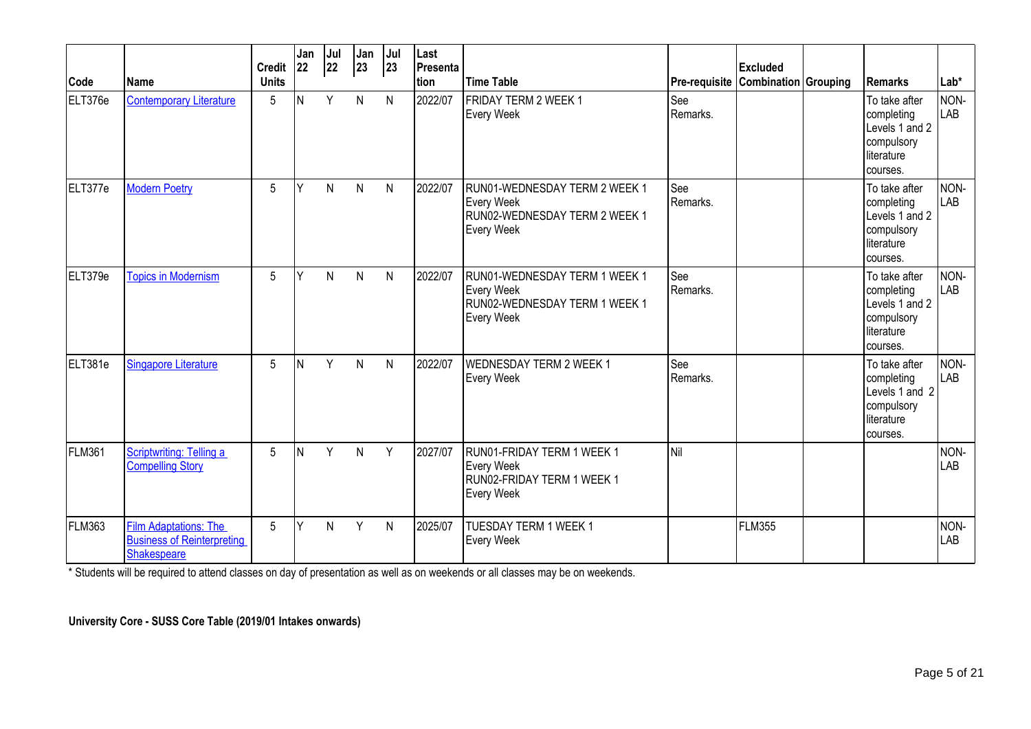| Code | Name | Credit Units | Jan 22 | Jul 22 | Jan 23 | Jul 23 | Last Presentation | Time Table | Pre-requisite | Excluded Combination | Grouping | Remarks | Lab* |
|---|---|---|---|---|---|---|---|---|---|---|---|---|---|
| ELT376e | Contemporary Literature | 5 | N | Y | N | N | 2022/07 | FRIDAY TERM 2 WEEK 1 Every Week | See Remarks. | | | To take after completing Levels 1 and 2 compulsory literature courses. | NON-LAB |
| ELT377e | Modern Poetry | 5 | Y | N | N | N | 2022/07 | RUN01-WEDNESDAY TERM 2 WEEK 1 Every Week RUN02-WEDNESDAY TERM 2 WEEK 1 Every Week | See Remarks. | | | To take after completing Levels 1 and 2 compulsory literature courses. | NON-LAB |
| ELT379e | Topics in Modernism | 5 | Y | N | N | N | 2022/07 | RUN01-WEDNESDAY TERM 1 WEEK 1 Every Week RUN02-WEDNESDAY TERM 1 WEEK 1 Every Week | See Remarks. | | | To take after completing Levels 1 and 2 compulsory literature courses. | NON-LAB |
| ELT381e | Singapore Literature | 5 | N | Y | N | N | 2022/07 | WEDNESDAY TERM 2 WEEK 1 Every Week | See Remarks. | | | To take after completing Levels 1 and 2 compulsory literature courses. | NON-LAB |
| FLM361 | Scriptwriting: Telling a Compelling Story | 5 | N | Y | N | Y | 2027/07 | RUN01-FRIDAY TERM 1 WEEK 1 Every Week RUN02-FRIDAY TERM 1 WEEK 1 Every Week | Nil | | | | NON-LAB |
| FLM363 | Film Adaptations: The Business of Reinterpreting Shakespeare | 5 | Y | N | Y | N | 2025/07 | TUESDAY TERM 1 WEEK 1 Every Week | | FLM355 | | | NON-LAB |

* Students will be required to attend classes on day of presentation as well as on weekends or all classes may be on weekends.

**University Core - SUSS Core Table (2019/01 Intakes onwards)**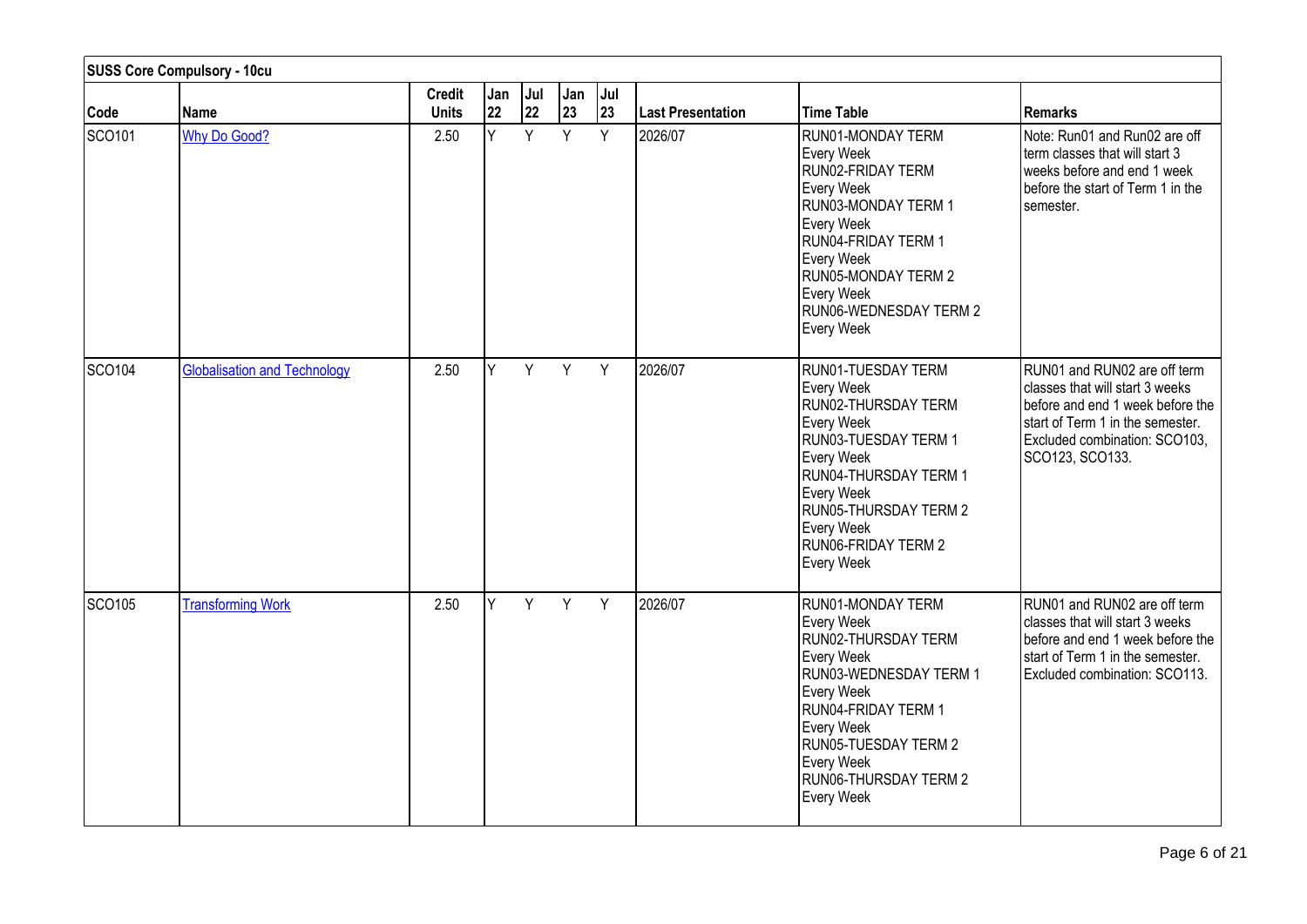| SUSS Core Compulsory - 10cu | | | | | | | | | |
|---|---|---|---|---|---|---|---|---|---|
| Code | Name | Credit Units | Jan 22 | Jul 22 | Jan 23 | Jul 23 | Last Presentation | Time Table | Remarks |
| SCO101 | [Why Do Good?]() | 2.50 | Y | Y | Y | Y | 2026/07 | RUN01-MONDAY TERM<br>Every Week<br>RUN02-FRIDAY TERM<br>Every Week<br>RUN03-MONDAY TERM 1<br>Every Week<br>RUN04-FRIDAY TERM 1<br>Every Week<br>RUN05-MONDAY TERM 2<br>Every Week<br>RUN06-WEDNESDAY TERM 2<br>Every Week | Note: Run01 and Run02 are off term classes that will start 3 weeks before and end 1 week before the start of Term 1 in the semester. |
| SCO104 | [Globalisation and Technology]() | 2.50 | Y | Y | Y | Y | 2026/07 | RUN01-TUESDAY TERM<br>Every Week<br>RUN02-THURSDAY TERM<br>Every Week<br>RUN03-TUESDAY TERM 1<br>Every Week<br>RUN04-THURSDAY TERM 1<br>Every Week<br>RUN05-THURSDAY TERM 2<br>Every Week<br>RUN06-FRIDAY TERM 2<br>Every Week | RUN01 and RUN02 are off term classes that will start 3 weeks before and end 1 week before the start of Term 1 in the semester. Excluded combination: SCO103, SCO123, SCO133. |
| SCO105 | [Transforming Work]() | 2.50 | Y | Y | Y | Y | 2026/07 | RUN01-MONDAY TERM<br>Every Week<br>RUN02-THURSDAY TERM<br>Every Week<br>RUN03-WEDNESDAY TERM 1<br>Every Week<br>RUN04-FRIDAY TERM 1<br>Every Week<br>RUN05-TUESDAY TERM 2<br>Every Week<br>RUN06-THURSDAY TERM 2<br>Every Week | RUN01 and RUN02 are off term classes that will start 3 weeks before and end 1 week before the start of Term 1 in the semester. Excluded combination: SCO113. |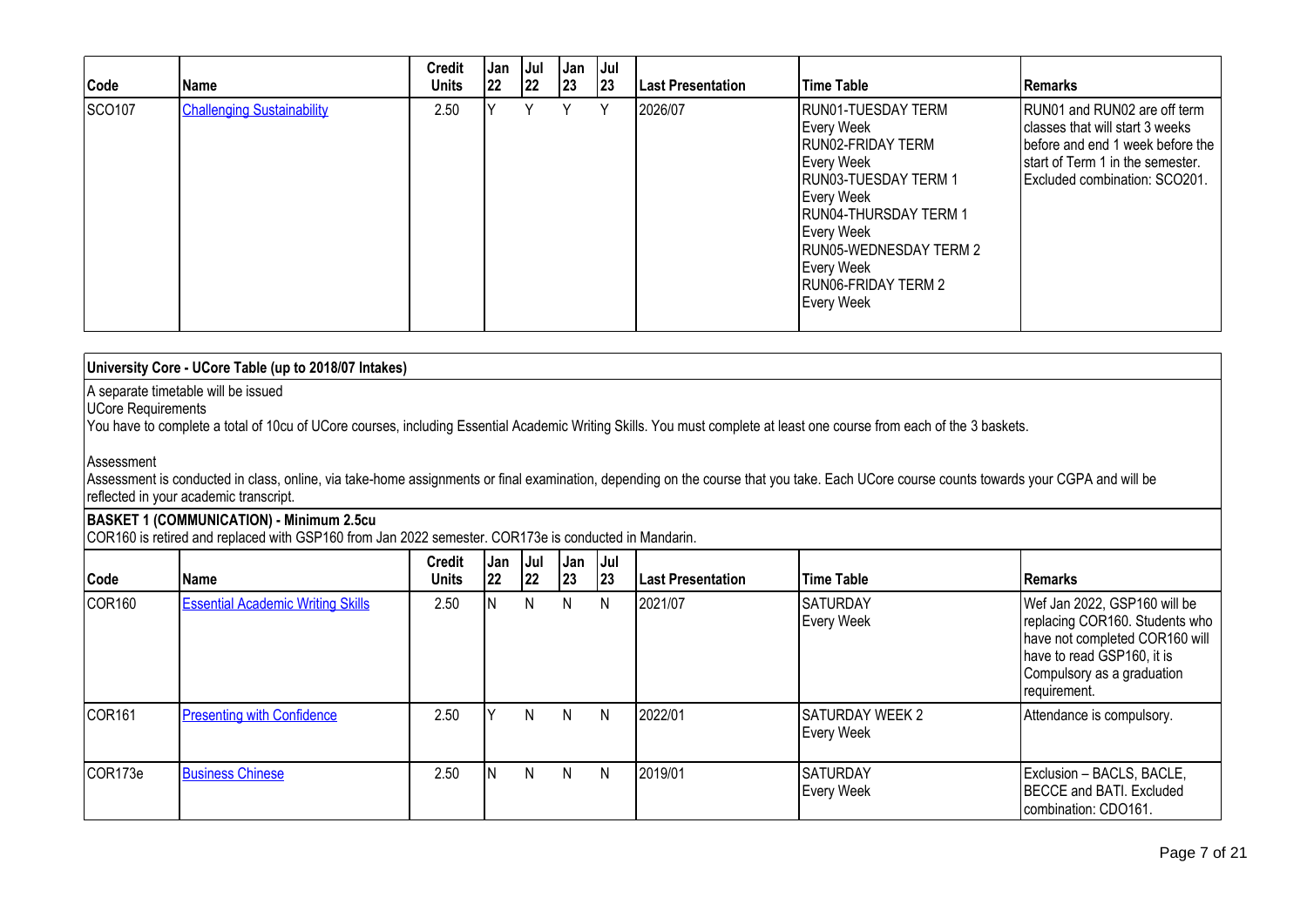| Code | Name | Credit Units | Jan 22 | Jul 22 | Jan 23 | Jul 23 | Last Presentation | Time Table | Remarks |
|---|---|---|---|---|---|---|---|---|---|
| SCO107 | Challenging Sustainability | 2.50 | Y | Y | Y | Y | 2026/07 | RUN01-TUESDAY TERM<br>Every Week<br>RUN02-FRIDAY TERM<br>Every Week<br>RUN03-TUESDAY TERM 1<br>Every Week<br>RUN04-THURSDAY TERM 1<br>Every Week<br>RUN05-WEDNESDAY TERM 2<br>Every Week<br>RUN06-FRIDAY TERM 2<br>Every Week | RUN01 and RUN02 are off term classes that will start 3 weeks before and end 1 week before the start of Term 1 in the semester. Excluded combination: SCO201. |

### University Core - UCore Table (up to 2018/07 Intakes)

A separate timetable will be issued

UCore Requirements

You have to complete a total of 10cu of UCore courses, including Essential Academic Writing Skills. You must complete at least one course from each of the 3 baskets.

Assessment

Assessment is conducted in class, online, via take-home assignments or final examination, depending on the course that you take. Each UCore course counts towards your CGPA and will be reflected in your academic transcript.

**BASKET 1 (COMMUNICATION) - Minimum 2.5cu**

COR160 is retired and replaced with GSP160 from Jan 2022 semester. COR173e is conducted in Mandarin.

| Code | Name | Credit Units | Jan 22 | Jul 22 | Jan 23 | Jul 23 | Last Presentation | Time Table | Remarks |
|---|---|---|---|---|---|---|---|---|---|
| COR160 | Essential Academic Writing Skills | 2.50 | N | N | N | N | 2021/07 | SATURDAY<br>Every Week | Wef Jan 2022, GSP160 will be replacing COR160. Students who have not completed COR160 will have to read GSP160, it is Compulsory as a graduation requirement. |
| COR161 | Presenting with Confidence | 2.50 | Y | N | N | N | 2022/01 | SATURDAY WEEK 2<br>Every Week | Attendance is compulsory. |
| COR173e | Business Chinese | 2.50 | N | N | N | N | 2019/01 | SATURDAY<br>Every Week | Exclusion – BACLS, BACLE, BECCE and BATI. Excluded combination: CDO161. |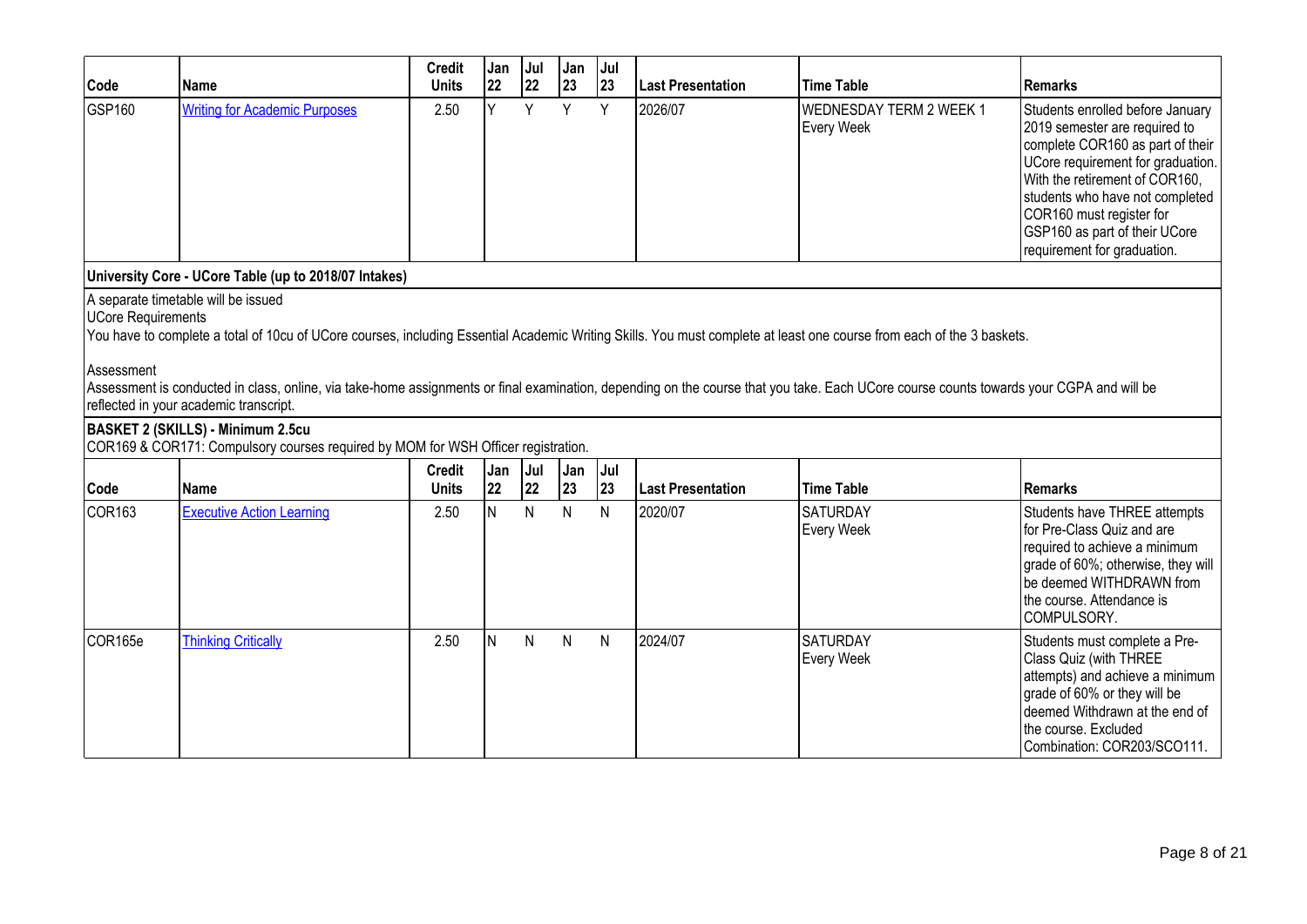| Code | Name | Credit Units | Jan 22 | Jul 22 | Jan 23 | Jul 23 | Last Presentation | Time Table | Remarks |
|---|---|---|---|---|---|---|---|---|---|
| GSP160 | Writing for Academic Purposes | 2.50 | Y | Y | Y | Y | 2026/07 | WEDNESDAY TERM 2 WEEK 1 Every Week | Students enrolled before January 2019 semester are required to complete COR160 as part of their UCore requirement for graduation. With the retirement of COR160, students who have not completed COR160 must register for GSP160 as part of their UCore requirement for graduation. |

**University Core - UCore Table (up to 2018/07 Intakes)**

A separate timetable will be issued

UCore Requirements

You have to complete a total of 10cu of UCore courses, including Essential Academic Writing Skills. You must complete at least one course from each of the 3 baskets.

Assessment

Assessment is conducted in class, online, via take-home assignments or final examination, depending on the course that you take. Each UCore course counts towards your CGPA and will be reflected in your academic transcript.

**BASKET 2 (SKILLS) - Minimum 2.5cu**

COR169 & COR171: Compulsory courses required by MOM for WSH Officer registration.

| Code | Name | Credit Units | Jan 22 | Jul 22 | Jan 23 | Jul 23 | Last Presentation | Time Table | Remarks |
|---|---|---|---|---|---|---|---|---|---|
| COR163 | Executive Action Learning | 2.50 | N | N | N | N | 2020/07 | SATURDAY Every Week | Students have THREE attempts for Pre-Class Quiz and are required to achieve a minimum grade of 60%; otherwise, they will be deemed WITHDRAWN from the course. Attendance is COMPULSORY. |
| COR165e | Thinking Critically | 2.50 | N | N | N | N | 2024/07 | SATURDAY Every Week | Students must complete a Pre-Class Quiz (with THREE attempts) and achieve a minimum grade of 60% or they will be deemed Withdrawn at the end of the course. Excluded Combination: COR203/SCO111. |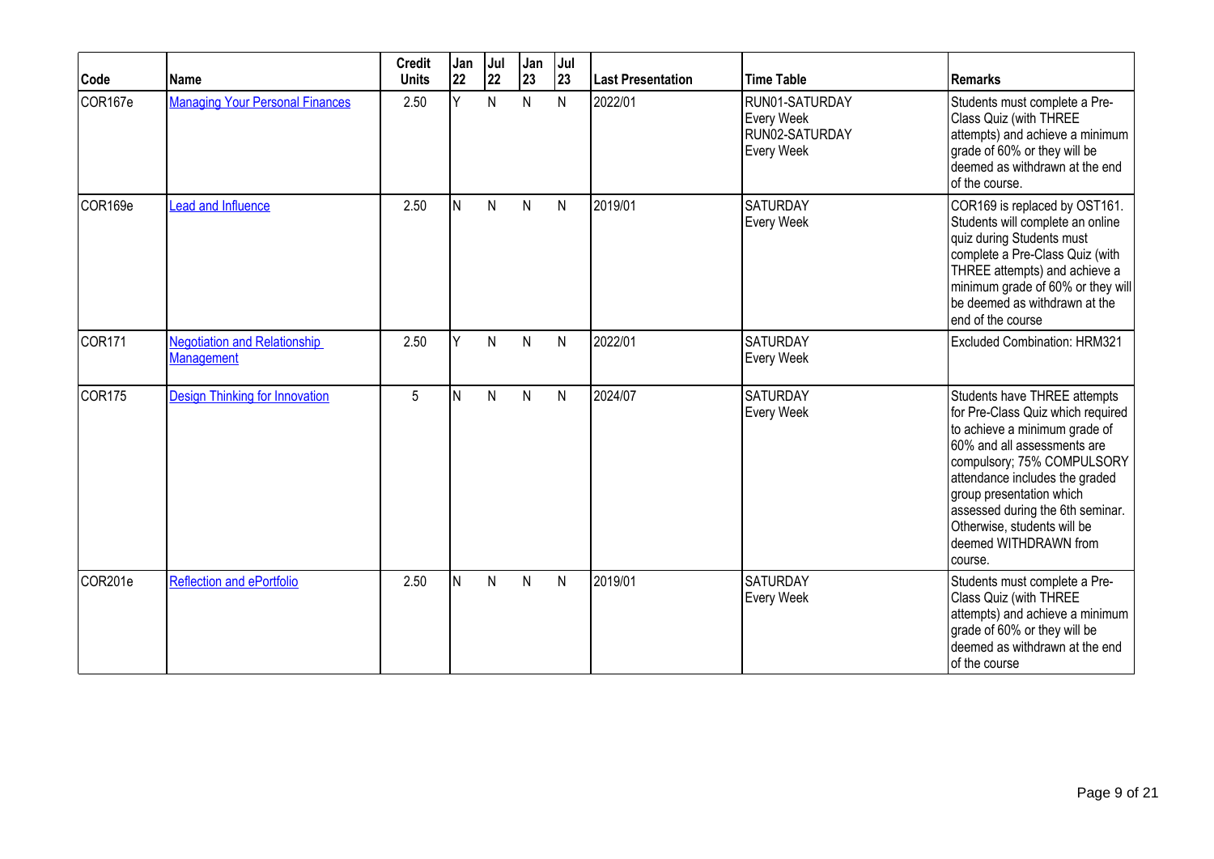| Code | Name | Credit Units | Jan 22 | Jul 22 | Jan 23 | Jul 23 | Last Presentation | Time Table | Remarks |
|---|---|---|---|---|---|---|---|---|---|
| COR167e | Managing Your Personal Finances | 2.50 | Y | N | N | N | 2022/01 | RUN01-SATURDAY Every Week RUN02-SATURDAY Every Week | Students must complete a Pre-Class Quiz (with THREE attempts) and achieve a minimum grade of 60% or they will be deemed as withdrawn at the end of the course. |
| COR169e | Lead and Influence | 2.50 | N | N | N | N | 2019/01 | SATURDAY Every Week | COR169 is replaced by OST161. Students will complete an online quiz during Students must complete a Pre-Class Quiz (with THREE attempts) and achieve a minimum grade of 60% or they will be deemed as withdrawn at the end of the course |
| COR171 | Negotiation and Relationship Management | 2.50 | Y | N | N | N | 2022/01 | SATURDAY Every Week | Excluded Combination: HRM321 |
| COR175 | Design Thinking for Innovation | 5 | N | N | N | N | 2024/07 | SATURDAY Every Week | Students have THREE attempts for Pre-Class Quiz which required to achieve a minimum grade of 60% and all assessments are compulsory; 75% COMPULSORY attendance includes the graded group presentation which assessed during the 6th seminar. Otherwise, students will be deemed WITHDRAWN from course. |
| COR201e | Reflection and ePortfolio | 2.50 | N | N | N | N | 2019/01 | SATURDAY Every Week | Students must complete a Pre-Class Quiz (with THREE attempts) and achieve a minimum grade of 60% or they will be deemed as withdrawn at the end of the course |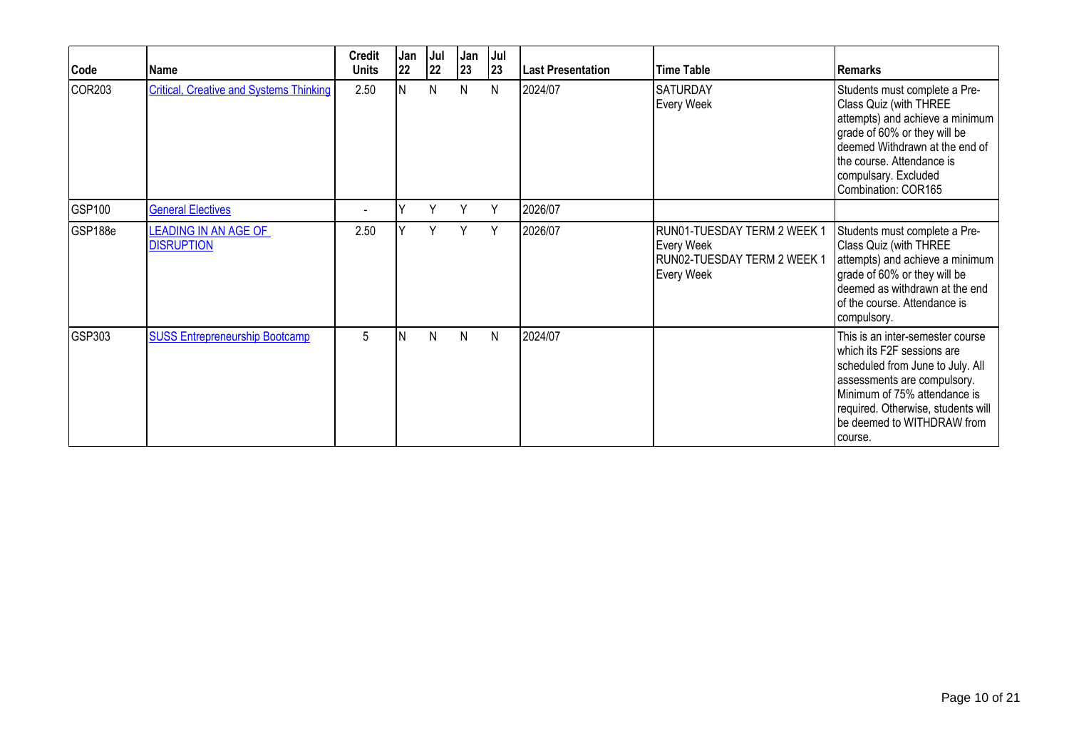| Code | Name | Credit Units | Jan 22 | Jul 22 | Jan 23 | Jul 23 | Last Presentation | Time Table | Remarks |
|---|---|---|---|---|---|---|---|---|---|
| COR203 | Critical, Creative and Systems Thinking | 2.50 | N | N | N | N | 2024/07 | SATURDAY Every Week | Students must complete a Pre-Class Quiz (with THREE attempts) and achieve a minimum grade of 60% or they will be deemed Withdrawn at the end of the course. Attendance is compulsary. Excluded Combination: COR165 |
| GSP100 | General Electives | - | Y | Y | Y | Y | 2026/07 | | |
| GSP188e | LEADING IN AN AGE OF DISRUPTION | 2.50 | Y | Y | Y | Y | 2026/07 | RUN01-TUESDAY TERM 2 WEEK 1 Every Week RUN02-TUESDAY TERM 2 WEEK 1 Every Week | Students must complete a Pre-Class Quiz (with THREE attempts) and achieve a minimum grade of 60% or they will be deemed as withdrawn at the end of the course. Attendance is compulsory. |
| GSP303 | SUSS Entrepreneurship Bootcamp | 5 | N | N | N | N | 2024/07 | | This is an inter-semester course which its F2F sessions are scheduled from June to July. All assessments are compulsory. Minimum of 75% attendance is required. Otherwise, students will be deemed to WITHDRAW from course. |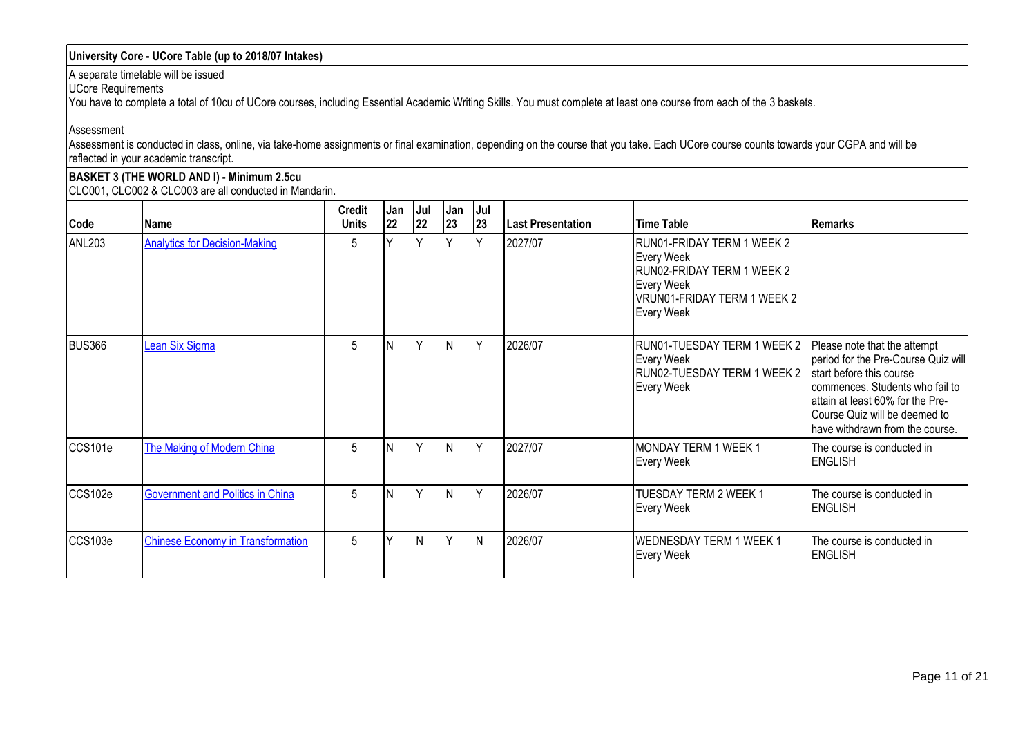## University Core - UCore Table (up to 2018/07 Intakes)

A separate timetable will be issued

UCore Requirements

You have to complete a total of 10cu of UCore courses, including Essential Academic Writing Skills. You must complete at least one course from each of the 3 baskets.

Assessment

Assessment is conducted in class, online, via take-home assignments or final examination, depending on the course that you take. Each UCore course counts towards your CGPA and will be reflected in your academic transcript.

### BASKET 3 (THE WORLD AND I) - Minimum 2.5cu

CLC001, CLC002 & CLC003 are all conducted in Mandarin.

| Code | Name | Credit Units | Jan 22 | Jul 22 | Jan 23 | Jul 23 | Last Presentation | Time Table | Remarks |
|---|---|---|---|---|---|---|---|---|---|
| ANL203 | Analytics for Decision-Making | 5 | Y | Y | Y | Y | 2027/07 | RUN01-FRIDAY TERM 1 WEEK 2 Every Week RUN02-FRIDAY TERM 1 WEEK 2 Every Week VRUN01-FRIDAY TERM 1 WEEK 2 Every Week | |
| BUS366 | Lean Six Sigma | 5 | N | Y | N | Y | 2026/07 | RUN01-TUESDAY TERM 1 WEEK 2 Every Week RUN02-TUESDAY TERM 1 WEEK 2 Every Week | Please note that the attempt period for the Pre-Course Quiz will start before this course commences. Students who fail to attain at least 60% for the Pre-Course Quiz will be deemed to have withdrawn from the course. |
| CCS101e | The Making of Modern China | 5 | N | Y | N | Y | 2027/07 | MONDAY TERM 1 WEEK 1 Every Week | The course is conducted in ENGLISH |
| CCS102e | Government and Politics in China | 5 | N | Y | N | Y | 2026/07 | TUESDAY TERM 2 WEEK 1 Every Week | The course is conducted in ENGLISH |
| CCS103e | Chinese Economy in Transformation | 5 | Y | N | Y | N | 2026/07 | WEDNESDAY TERM 1 WEEK 1 Every Week | The course is conducted in ENGLISH |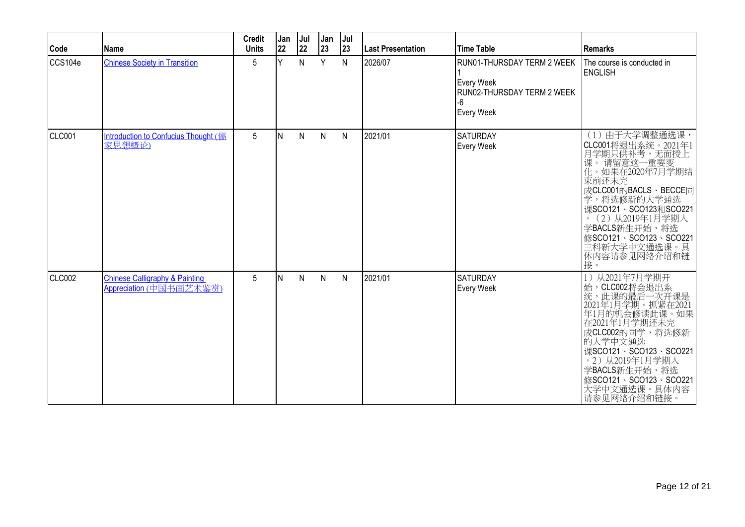| Code | Name | Credit Units | Jan 22 | Jul 22 | Jan 23 | Jul 23 | Last Presentation | Time Table | Remarks |
|---|---|---|---|---|---|---|---|---|---|
| CCS104e | Chinese Society in Transition | 5 | Y | N | Y | N | 2026/07 | RUN01-THURSDAY TERM 2 WEEK 1<br>Every Week<br>RUN02-THURSDAY TERM 2 WEEK -6<br>Every Week | The course is conducted in ENGLISH |
| CLC001 | Introduction to Confucius Thought (儒家思想概论) | 5 | N | N | N | N | 2021/01 | SATURDAY<br>Every Week | （1）由于大学调整通选课，CLC001将退出系统。2021年1月学期只供补考，无面授上课。 请留意这一重要变化。如果在2020年7月学期结束前还未完成CLC001的BACLS、BECCE同学，将选修新的大学通选课SCO121、SCO123和SCO221。（2）从2019年1月学期入学BACLS新生开始，将选修SCO121、SCO123、SCO221三科新大学中文通选课。具体内容请参见网络介绍和链接。 |
| CLC002 | Chinese Calligraphy & Painting Appreciation (中国书画艺术鉴赏) | 5 | N | N | N | N | 2021/01 | SATURDAY<br>Every Week | 1）从2021年7月学期开始，CLC002将会退出系统，此课的最后一次开课是2021年1月学期。抓紧在2021年1月的机会修读此课。如果在2021年1月学期还未完成CLC002的同学，将选修新的大学中文通选课SCO121、SCO123、SCO221。2）从2019年1月学期入学BACLS新生开始，将选修SCO121、SCO123、SCO221大学中文通选课。具体内容请参见网络介绍和链接。 |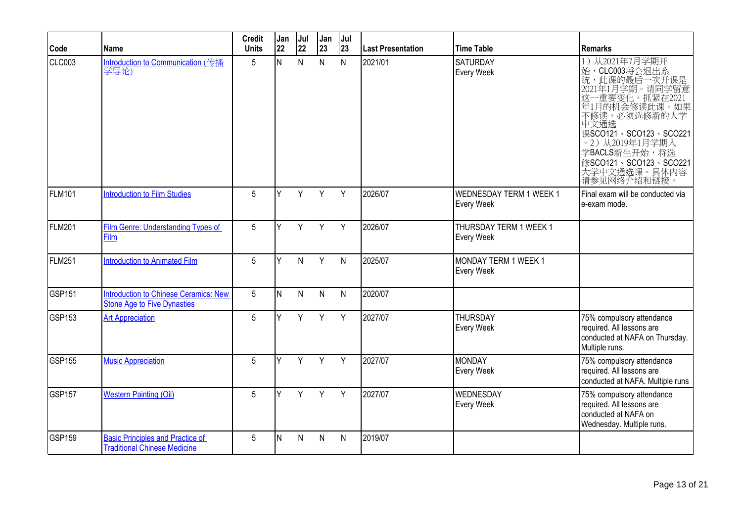| Code | Name | Credit Units | Jan 22 | Jul 22 | Jan 23 | Jul 23 | Last Presentation | Time Table | Remarks |
|---|---|---|---|---|---|---|---|---|---|
| CLC003 | Introduction to Communication (传播学导论) | 5 | N | N | N | N | 2021/01 | SATURDAY Every Week | 1）从2021年7月学期开始，CLC003将会退出系统，此课的最后一次开课是2021年1月学期。请同学留意这一重要变化。抓紧在2021年1月的机会修读此课。如果不修读，必须选修新的大学中文通选课SCO121、SCO123、SCO221。2）从2019年1月学期入学BACLS新生开始，将选修SCO121、SCO123、SCO221大学中文通选课。具体内容请参见网络介绍和链接。 |
| FLM101 | Introduction to Film Studies | 5 | Y | Y | Y | Y | 2026/07 | WEDNESDAY TERM 1 WEEK 1 Every Week | Final exam will be conducted via e-exam mode. |
| FLM201 | Film Genre: Understanding Types of Film | 5 | Y | Y | Y | Y | 2026/07 | THURSDAY TERM 1 WEEK 1 Every Week | |
| FLM251 | Introduction to Animated Film | 5 | Y | N | Y | N | 2025/07 | MONDAY TERM 1 WEEK 1 Every Week | |
| GSP151 | Introduction to Chinese Ceramics: New Stone Age to Five Dynasties | 5 | N | N | N | N | 2020/07 | | |
| GSP153 | Art Appreciation | 5 | Y | Y | Y | Y | 2027/07 | THURSDAY Every Week | 75% compulsory attendance required. All lessons are conducted at NAFA on Thursday. Multiple runs. |
| GSP155 | Music Appreciation | 5 | Y | Y | Y | Y | 2027/07 | MONDAY Every Week | 75% compulsory attendance required. All lessons are conducted at NAFA. Multiple runs |
| GSP157 | Western Painting (Oil) | 5 | Y | Y | Y | Y | 2027/07 | WEDNESDAY Every Week | 75% compulsory attendance required. All lessons are conducted at NAFA on Wednesday. Multiple runs. |
| GSP159 | Basic Principles and Practice of Traditional Chinese Medicine | 5 | N | N | N | N | 2019/07 | | |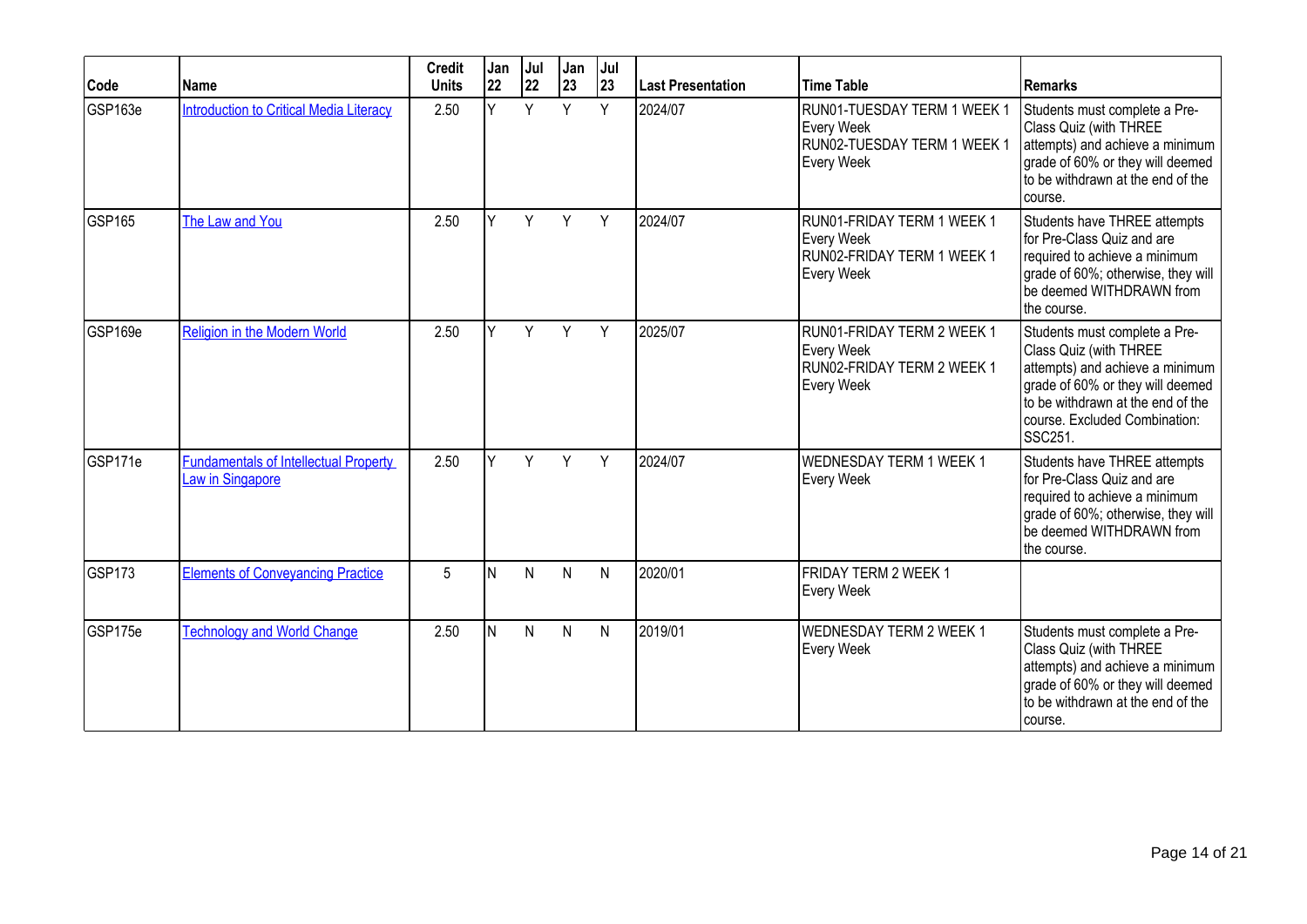| Code | Name | Credit Units | Jan 22 | Jul 22 | Jan 23 | Jul 23 | Last Presentation | Time Table | Remarks |
|---|---|---|---|---|---|---|---|---|---|
| GSP163e | Introduction to Critical Media Literacy | 2.50 | Y | Y | Y | Y | 2024/07 | RUN01-TUESDAY TERM 1 WEEK 1 Every Week RUN02-TUESDAY TERM 1 WEEK 1 Every Week | Students must complete a Pre-Class Quiz (with THREE attempts) and achieve a minimum grade of 60% or they will deemed to be withdrawn at the end of the course. |
| GSP165 | The Law and You | 2.50 | Y | Y | Y | Y | 2024/07 | RUN01-FRIDAY TERM 1 WEEK 1 Every Week RUN02-FRIDAY TERM 1 WEEK 1 Every Week | Students have THREE attempts for Pre-Class Quiz and are required to achieve a minimum grade of 60%; otherwise, they will be deemed WITHDRAWN from the course. |
| GSP169e | Religion in the Modern World | 2.50 | Y | Y | Y | Y | 2025/07 | RUN01-FRIDAY TERM 2 WEEK 1 Every Week RUN02-FRIDAY TERM 2 WEEK 1 Every Week | Students must complete a Pre-Class Quiz (with THREE attempts) and achieve a minimum grade of 60% or they will deemed to be withdrawn at the end of the course. Excluded Combination: SSC251. |
| GSP171e | Fundamentals of Intellectual Property Law in Singapore | 2.50 | Y | Y | Y | Y | 2024/07 | WEDNESDAY TERM 1 WEEK 1 Every Week | Students have THREE attempts for Pre-Class Quiz and are required to achieve a minimum grade of 60%; otherwise, they will be deemed WITHDRAWN from the course. |
| GSP173 | Elements of Conveyancing Practice | 5 | N | N | N | N | 2020/01 | FRIDAY TERM 2 WEEK 1 Every Week | |
| GSP175e | Technology and World Change | 2.50 | N | N | N | N | 2019/01 | WEDNESDAY TERM 2 WEEK 1 Every Week | Students must complete a Pre-Class Quiz (with THREE attempts) and achieve a minimum grade of 60% or they will deemed to be withdrawn at the end of the course. |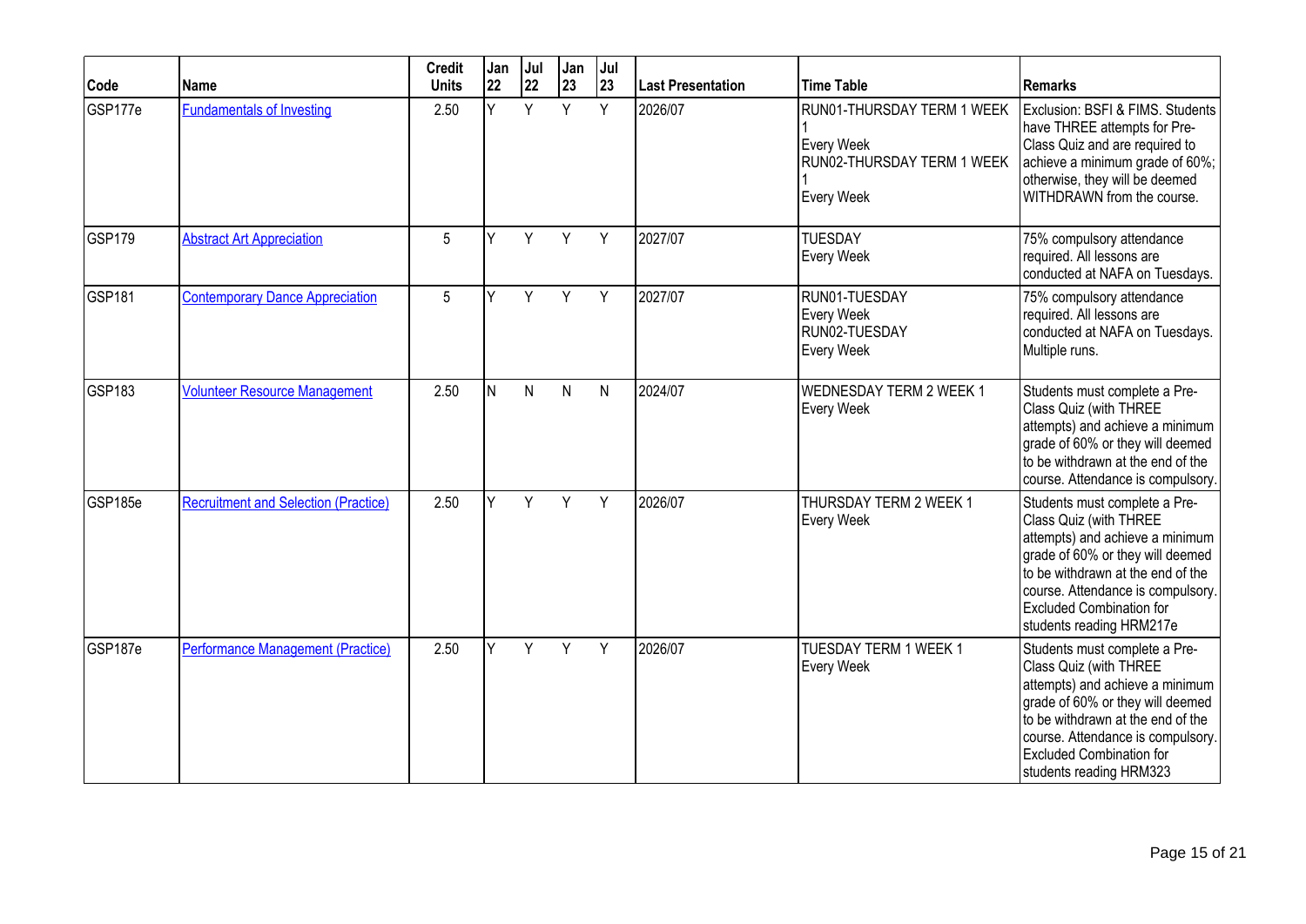| Code | Name | Credit Units | Jan 22 | Jul 22 | Jan 23 | Jul 23 | Last Presentation | Time Table | Remarks |
|---|---|---|---|---|---|---|---|---|---|
| GSP177e | Fundamentals of Investing | 2.50 | Y | Y | Y | Y | 2026/07 | RUN01-THURSDAY TERM 1 WEEK 1<br>Every Week<br>RUN02-THURSDAY TERM 1 WEEK 1<br>Every Week | Exclusion: BSFI & FIMS. Students have THREE attempts for Pre-Class Quiz and are required to achieve a minimum grade of 60%; otherwise, they will be deemed WITHDRAWN from the course. |
| GSP179 | Abstract Art Appreciation | 5 | Y | Y | Y | Y | 2027/07 | TUESDAY<br>Every Week | 75% compulsory attendance required. All lessons are conducted at NAFA on Tuesdays. |
| GSP181 | Contemporary Dance Appreciation | 5 | Y | Y | Y | Y | 2027/07 | RUN01-TUESDAY<br>Every Week<br>RUN02-TUESDAY<br>Every Week | 75% compulsory attendance required. All lessons are conducted at NAFA on Tuesdays. Multiple runs. |
| GSP183 | Volunteer Resource Management | 2.50 | N | N | N | N | 2024/07 | WEDNESDAY TERM 2 WEEK 1<br>Every Week | Students must complete a Pre-Class Quiz (with THREE attempts) and achieve a minimum grade of 60% or they will deemed to be withdrawn at the end of the course. Attendance is compulsory. |
| GSP185e | Recruitment and Selection (Practice) | 2.50 | Y | Y | Y | Y | 2026/07 | THURSDAY TERM 2 WEEK 1<br>Every Week | Students must complete a Pre-Class Quiz (with THREE attempts) and achieve a minimum grade of 60% or they will deemed to be withdrawn at the end of the course. Attendance is compulsory. Excluded Combination for students reading HRM217e |
| GSP187e | Performance Management (Practice) | 2.50 | Y | Y | Y | Y | 2026/07 | TUESDAY TERM 1 WEEK 1<br>Every Week | Students must complete a Pre-Class Quiz (with THREE attempts) and achieve a minimum grade of 60% or they will deemed to be withdrawn at the end of the course. Attendance is compulsory. Excluded Combination for students reading HRM323 |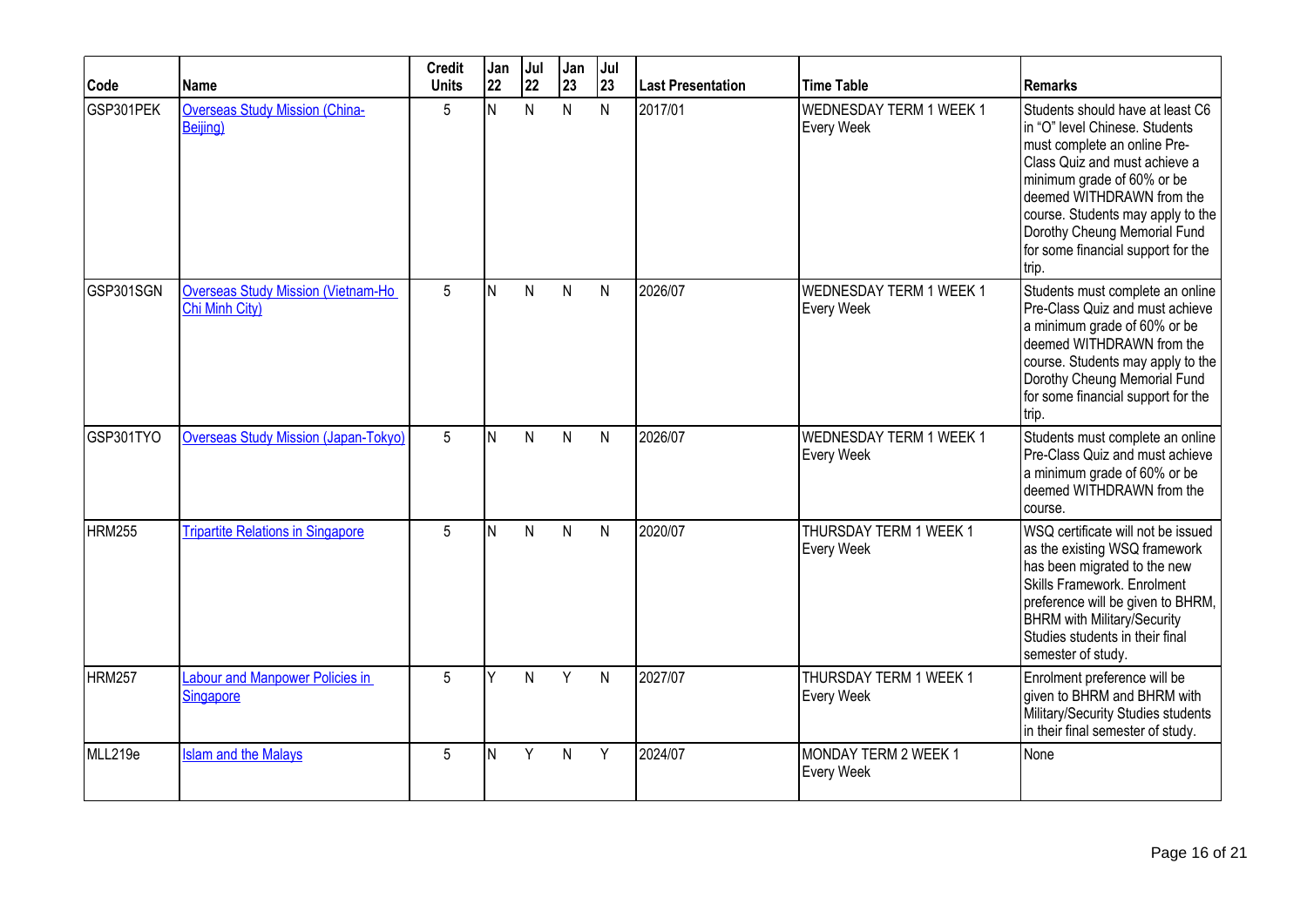| Code | Name | Credit Units | Jan 22 | Jul 22 | Jan 23 | Jul 23 | Last Presentation | Time Table | Remarks |
|---|---|---|---|---|---|---|---|---|---|
| GSP301PEK | Overseas Study Mission (China-Beijing) | 5 | N | N | N | N | 2017/01 | WEDNESDAY TERM 1 WEEK 1 Every Week | Students should have at least C6 in "O" level Chinese. Students must complete an online Pre-Class Quiz and must achieve a minimum grade of 60% or be deemed WITHDRAWN from the course. Students may apply to the Dorothy Cheung Memorial Fund for some financial support for the trip. |
| GSP301SGN | Overseas Study Mission (Vietnam-Ho Chi Minh City) | 5 | N | N | N | N | 2026/07 | WEDNESDAY TERM 1 WEEK 1 Every Week | Students must complete an online Pre-Class Quiz and must achieve a minimum grade of 60% or be deemed WITHDRAWN from the course. Students may apply to the Dorothy Cheung Memorial Fund for some financial support for the trip. |
| GSP301TYO | Overseas Study Mission (Japan-Tokyo) | 5 | N | N | N | N | 2026/07 | WEDNESDAY TERM 1 WEEK 1 Every Week | Students must complete an online Pre-Class Quiz and must achieve a minimum grade of 60% or be deemed WITHDRAWN from the course. |
| HRM255 | Tripartite Relations in Singapore | 5 | N | N | N | N | 2020/07 | THURSDAY TERM 1 WEEK 1 Every Week | WSQ certificate will not be issued as the existing WSQ framework has been migrated to the new Skills Framework. Enrolment preference will be given to BHRM, BHRM with Military/Security Studies students in their final semester of study. |
| HRM257 | Labour and Manpower Policies in Singapore | 5 | Y | N | Y | N | 2027/07 | THURSDAY TERM 1 WEEK 1 Every Week | Enrolment preference will be given to BHRM and BHRM with Military/Security Studies students in their final semester of study. |
| MLL219e | Islam and the Malays | 5 | N | Y | N | Y | 2024/07 | MONDAY TERM 2 WEEK 1 Every Week | None |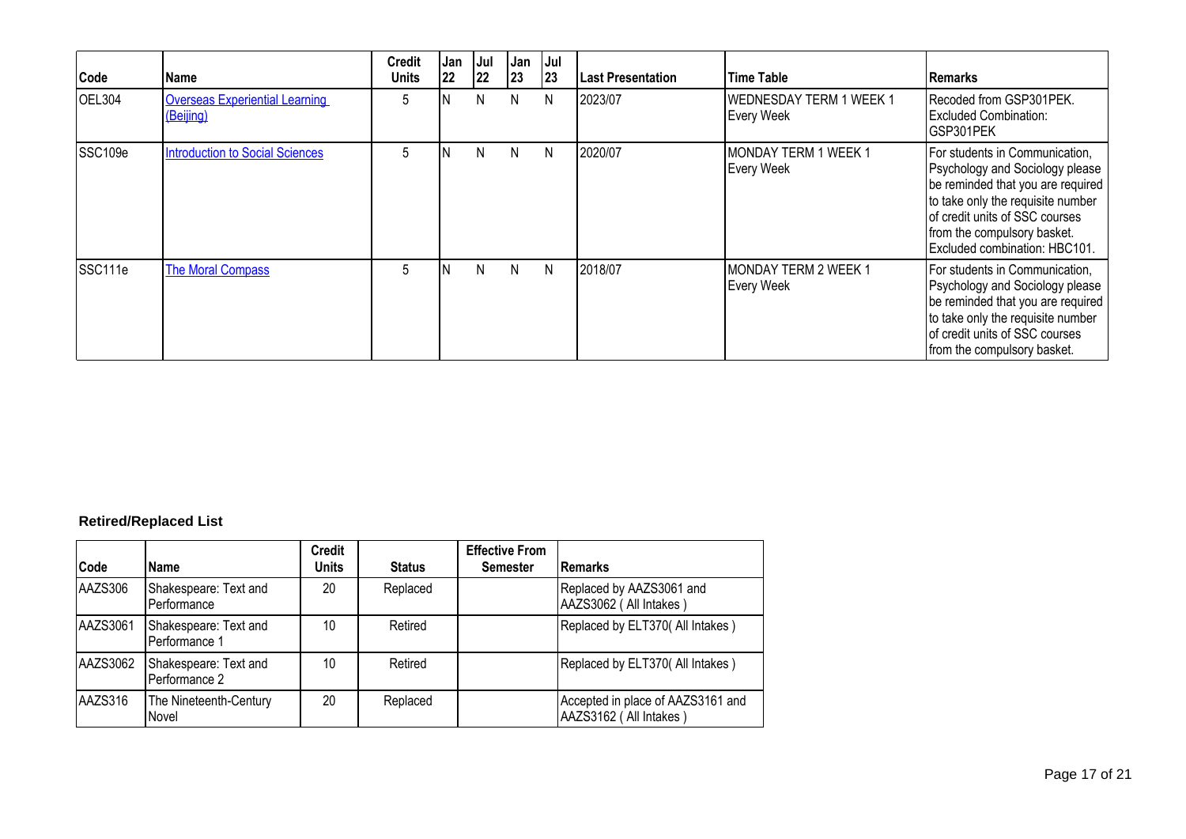| Code | Name | Credit Units | Jan 22 | Jul 22 | Jan 23 | Jul 23 | Last Presentation | Time Table | Remarks |
|---|---|---|---|---|---|---|---|---|---|
| OEL304 | Overseas Experiential Learning (Beijing) | 5 | N | N | N | N | 2023/07 | WEDNESDAY TERM 1 WEEK 1 Every Week | Recoded from GSP301PEK. Excluded Combination: GSP301PEK |
| SSC109e | Introduction to Social Sciences | 5 | N | N | N | N | 2020/07 | MONDAY TERM 1 WEEK 1 Every Week | For students in Communication, Psychology and Sociology please be reminded that you are required to take only the requisite number of credit units of SSC courses from the compulsory basket. Excluded combination: HBC101. |
| SSC111e | The Moral Compass | 5 | N | N | N | N | 2018/07 | MONDAY TERM 2 WEEK 1 Every Week | For students in Communication, Psychology and Sociology please be reminded that you are required to take only the requisite number of credit units of SSC courses from the compulsory basket. |

**Retired/Replaced List**

| Code | Name | Credit Units | Status | Effective From Semester | Remarks |
|---|---|---|---|---|---|
| AAZS306 | Shakespeare: Text and Performance | 20 | Replaced | | Replaced by AAZS3061 and AAZS3062 ( All Intakes ) |
| AAZS3061 | Shakespeare: Text and Performance 1 | 10 | Retired | | Replaced by ELT370( All Intakes ) |
| AAZS3062 | Shakespeare: Text and Performance 2 | 10 | Retired | | Replaced by ELT370( All Intakes ) |
| AAZS316 | The Nineteenth-Century Novel | 20 | Replaced | | Accepted in place of AAZS3161 and AAZS3162 ( All Intakes ) |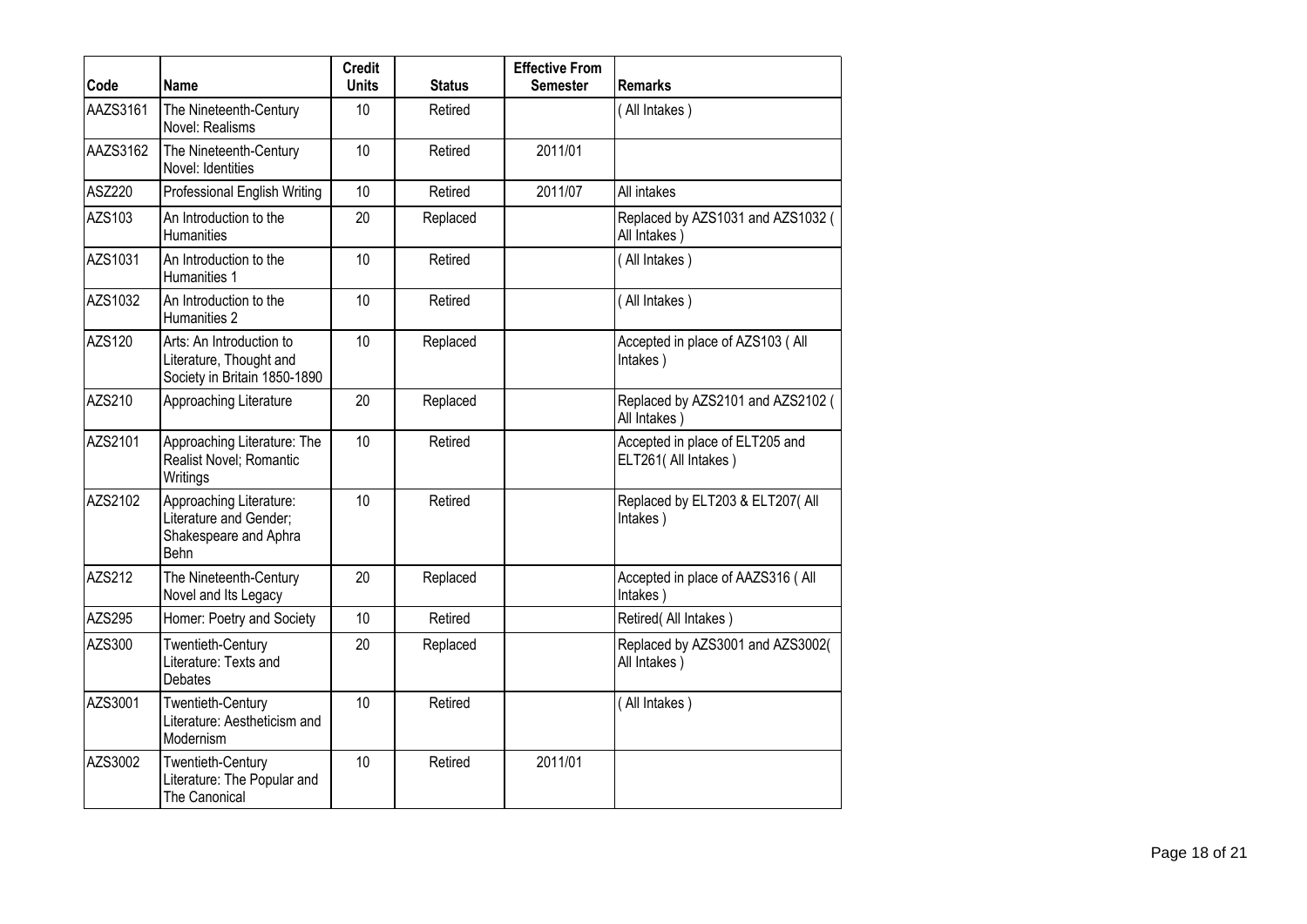| Code | Name | Credit Units | Status | Effective From Semester | Remarks |
|---|---|---|---|---|---|
| AAZS3161 | The Nineteenth-Century Novel: Realisms | 10 | Retired | | ( All Intakes ) |
| AAZS3162 | The Nineteenth-Century Novel: Identities | 10 | Retired | 2011/01 | |
| ASZ220 | Professional English Writing | 10 | Retired | 2011/07 | All intakes |
| AZS103 | An Introduction to the Humanities | 20 | Replaced | | Replaced by AZS1031 and AZS1032 ( All Intakes ) |
| AZS1031 | An Introduction to the Humanities 1 | 10 | Retired | | ( All Intakes ) |
| AZS1032 | An Introduction to the Humanities 2 | 10 | Retired | | ( All Intakes ) |
| AZS120 | Arts: An Introduction to Literature, Thought and Society in Britain 1850-1890 | 10 | Replaced | | Accepted in place of AZS103 ( All Intakes ) |
| AZS210 | Approaching Literature | 20 | Replaced | | Replaced by AZS2101 and AZS2102 ( All Intakes ) |
| AZS2101 | Approaching Literature: The Realist Novel; Romantic Writings | 10 | Retired | | Accepted in place of ELT205 and ELT261( All Intakes ) |
| AZS2102 | Approaching Literature: Literature and Gender; Shakespeare and Aphra Behn | 10 | Retired | | Replaced by ELT203 & ELT207( All Intakes ) |
| AZS212 | The Nineteenth-Century Novel and Its Legacy | 20 | Replaced | | Accepted in place of AAZS316 ( All Intakes ) |
| AZS295 | Homer: Poetry and Society | 10 | Retired | | Retired( All Intakes ) |
| AZS300 | Twentieth-Century Literature: Texts and Debates | 20 | Replaced | | Replaced by AZS3001 and AZS3002( All Intakes ) |
| AZS3001 | Twentieth-Century Literature: Aestheticism and Modernism | 10 | Retired | | ( All Intakes ) |
| AZS3002 | Twentieth-Century Literature: The Popular and The Canonical | 10 | Retired | 2011/01 | |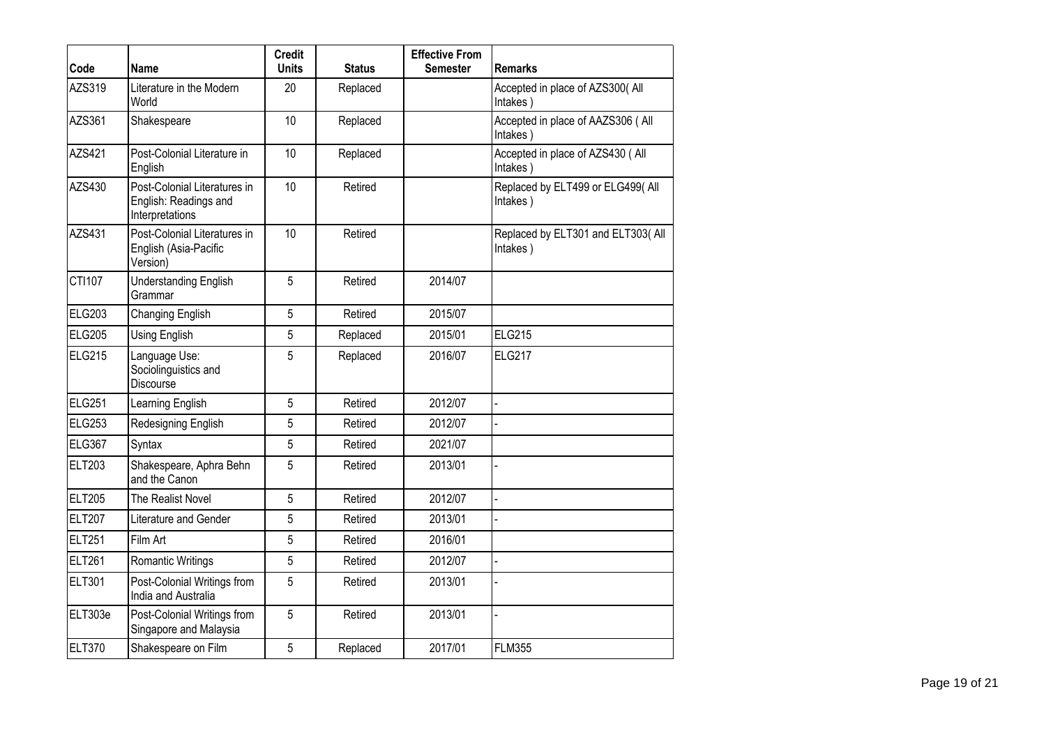| Code | Name | Credit Units | Status | Effective From Semester | Remarks |
|---|---|---|---|---|---|
| AZS319 | Literature in the Modern World | 20 | Replaced | | Accepted in place of AZS300( All Intakes ) |
| AZS361 | Shakespeare | 10 | Replaced | | Accepted in place of AAZS306 ( All Intakes ) |
| AZS421 | Post-Colonial Literature in English | 10 | Replaced | | Accepted in place of AZS430 ( All Intakes ) |
| AZS430 | Post-Colonial Literatures in English: Readings and Interpretations | 10 | Retired | | Replaced by ELT499 or ELG499( All Intakes ) |
| AZS431 | Post-Colonial Literatures in English (Asia-Pacific Version) | 10 | Retired | | Replaced by ELT301 and ELT303( All Intakes ) |
| CTI107 | Understanding English Grammar | 5 | Retired | 2014/07 | |
| ELG203 | Changing English | 5 | Retired | 2015/07 | |
| ELG205 | Using English | 5 | Replaced | 2015/01 | ELG215 |
| ELG215 | Language Use: Sociolinguistics and Discourse | 5 | Replaced | 2016/07 | ELG217 |
| ELG251 | Learning English | 5 | Retired | 2012/07 | - |
| ELG253 | Redesigning English | 5 | Retired | 2012/07 | - |
| ELG367 | Syntax | 5 | Retired | 2021/07 | |
| ELT203 | Shakespeare, Aphra Behn and the Canon | 5 | Retired | 2013/01 | - |
| ELT205 | The Realist Novel | 5 | Retired | 2012/07 | - |
| ELT207 | Literature and Gender | 5 | Retired | 2013/01 | - |
| ELT251 | Film Art | 5 | Retired | 2016/01 | |
| ELT261 | Romantic Writings | 5 | Retired | 2012/07 | - |
| ELT301 | Post-Colonial Writings from India and Australia | 5 | Retired | 2013/01 | - |
| ELT303e | Post-Colonial Writings from Singapore and Malaysia | 5 | Retired | 2013/01 | - |
| ELT370 | Shakespeare on Film | 5 | Replaced | 2017/01 | FLM355 |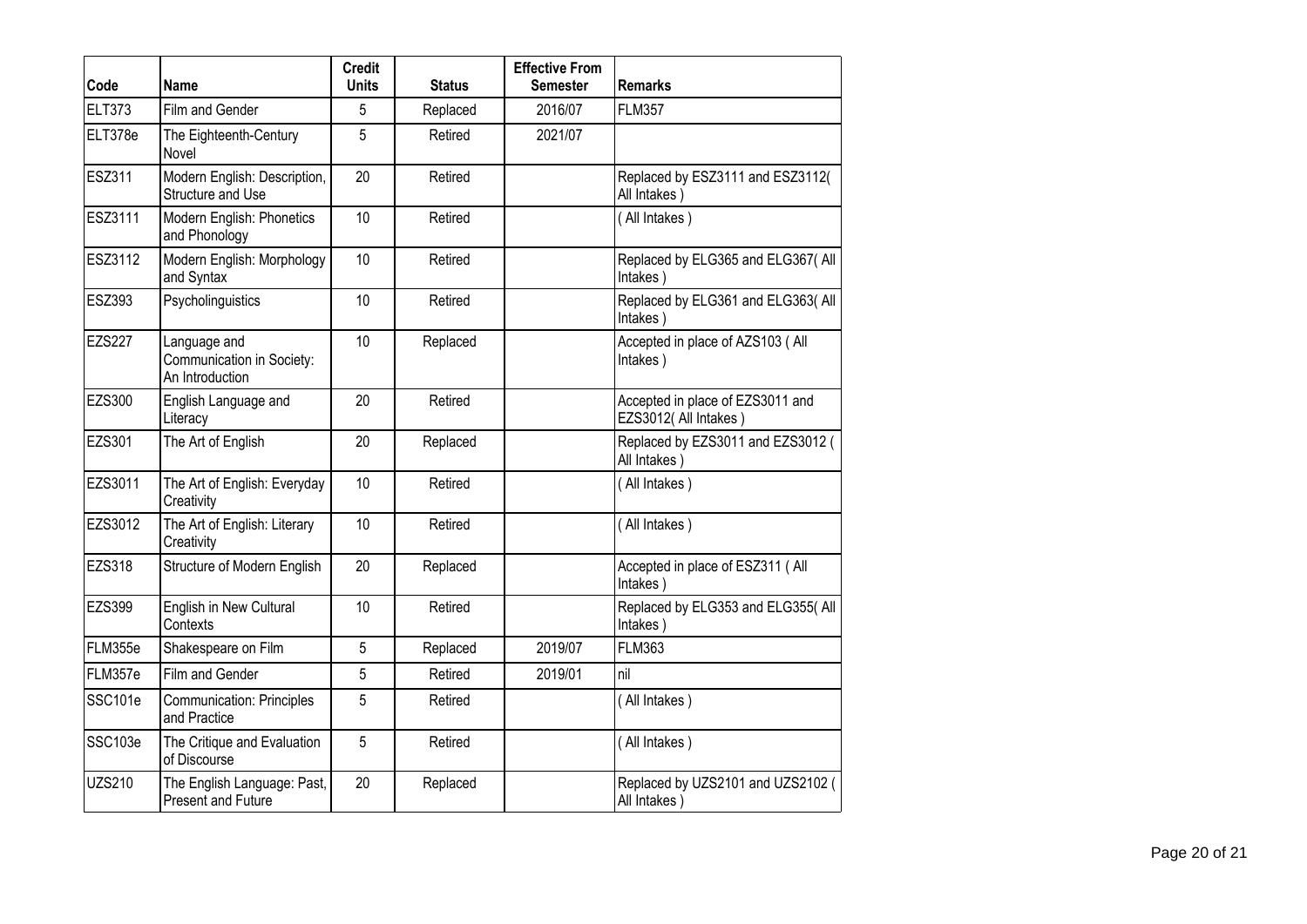| Code | Name | Credit Units | Status | Effective From Semester | Remarks |
|---|---|---|---|---|---|
| ELT373 | Film and Gender | 5 | Replaced | 2016/07 | FLM357 |
| ELT378e | The Eighteenth-Century Novel | 5 | Retired | 2021/07 | |
| ESZ311 | Modern English: Description, Structure and Use | 20 | Retired | | Replaced by ESZ3111 and ESZ3112( All Intakes ) |
| ESZ3111 | Modern English: Phonetics and Phonology | 10 | Retired | | ( All Intakes ) |
| ESZ3112 | Modern English: Morphology and Syntax | 10 | Retired | | Replaced by ELG365 and ELG367( All Intakes ) |
| ESZ393 | Psycholinguistics | 10 | Retired | | Replaced by ELG361 and ELG363( All Intakes ) |
| EZS227 | Language and Communication in Society: An Introduction | 10 | Replaced | | Accepted in place of AZS103 ( All Intakes ) |
| EZS300 | English Language and Literacy | 20 | Retired | | Accepted in place of EZS3011 and EZS3012( All Intakes ) |
| EZS301 | The Art of English | 20 | Replaced | | Replaced by EZS3011 and EZS3012 ( All Intakes ) |
| EZS3011 | The Art of English: Everyday Creativity | 10 | Retired | | ( All Intakes ) |
| EZS3012 | The Art of English: Literary Creativity | 10 | Retired | | ( All Intakes ) |
| EZS318 | Structure of Modern English | 20 | Replaced | | Accepted in place of ESZ311 ( All Intakes ) |
| EZS399 | English in New Cultural Contexts | 10 | Retired | | Replaced by ELG353 and ELG355( All Intakes ) |
| FLM355e | Shakespeare on Film | 5 | Replaced | 2019/07 | FLM363 |
| FLM357e | Film and Gender | 5 | Retired | 2019/01 | nil |
| SSC101e | Communication: Principles and Practice | 5 | Retired | | ( All Intakes ) |
| SSC103e | The Critique and Evaluation of Discourse | 5 | Retired | | ( All Intakes ) |
| UZS210 | The English Language: Past, Present and Future | 20 | Replaced | | Replaced by UZS2101 and UZS2102 ( All Intakes ) |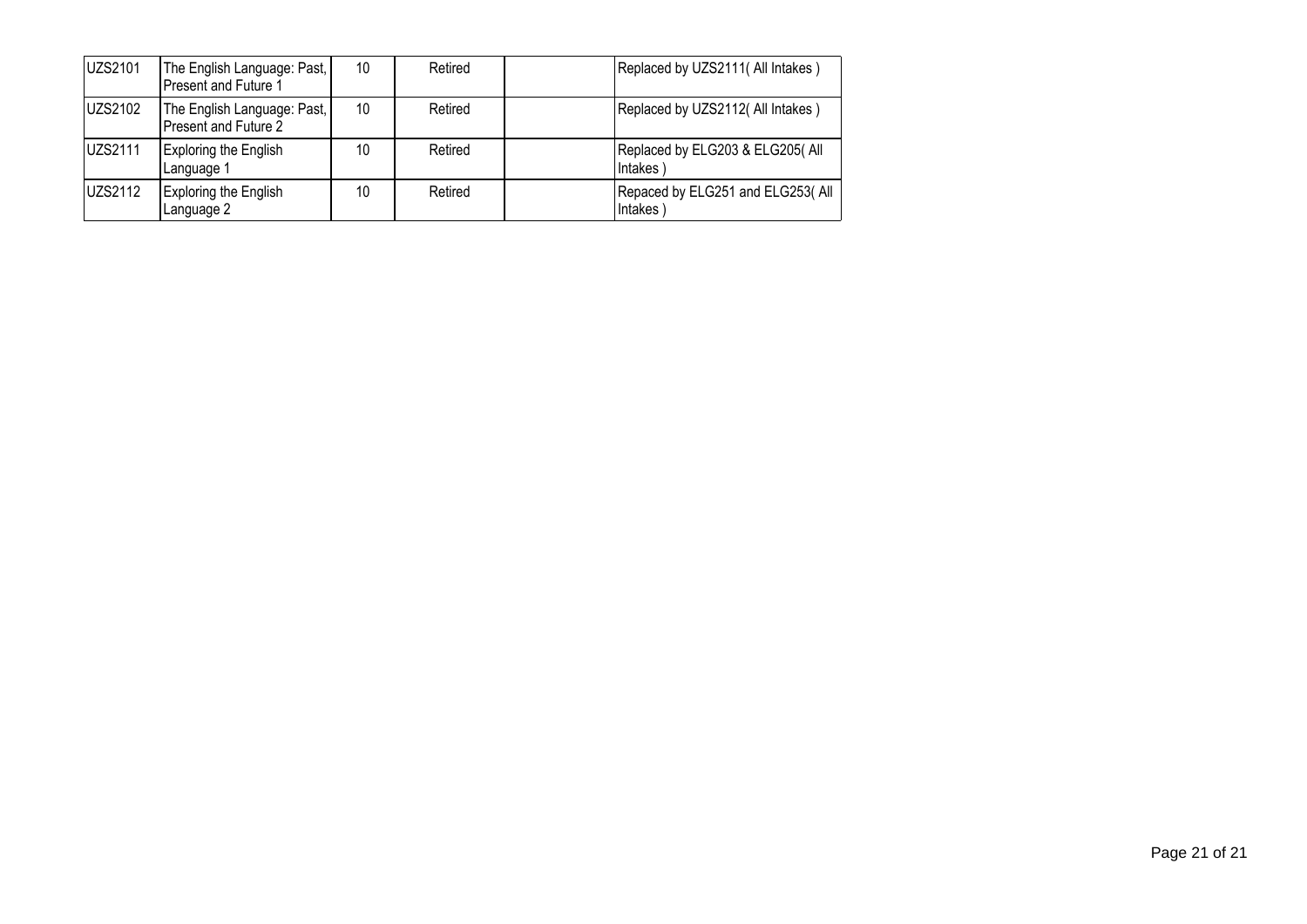| | | | | | |
|---|---|---|---|---|---|
| UZS2101 | The English Language: Past, Present and Future 1 | 10 | Retired | | Replaced by UZS2111( All Intakes ) |
| UZS2102 | The English Language: Past, Present and Future 2 | 10 | Retired | | Replaced by UZS2112( All Intakes ) |
| UZS2111 | Exploring the English Language 1 | 10 | Retired | | Replaced by ELG203 & ELG205( All Intakes ) |
| UZS2112 | Exploring the English Language 2 | 10 | Retired | | Repaced by ELG251 and ELG253( All Intakes ) |